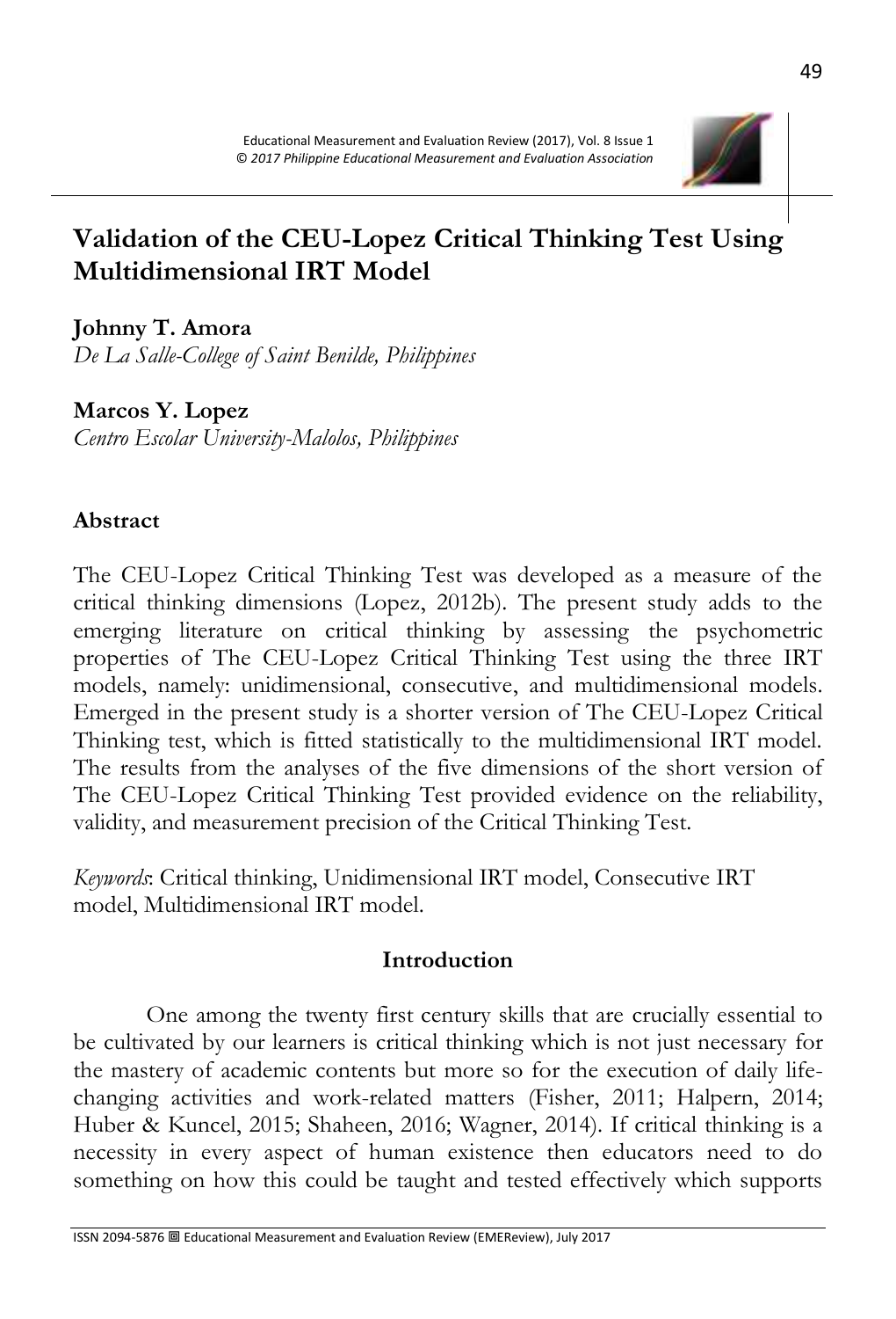# Validation of the CEU-Lopez Critical Thinking Test Using Multidimensional IRT Model

**Johnny T. Amora**
*De La Salle-College of Saint Benilde, Philippines*

**Marcos Y. Lopez**
*Centro Escolar University-Malolos, Philippines*

## Abstract

The CEU-Lopez Critical Thinking Test was developed as a measure of the critical thinking dimensions (Lopez, 2012b). The present study adds to the emerging literature on critical thinking by assessing the psychometric properties of The CEU-Lopez Critical Thinking Test using the three IRT models, namely: unidimensional, consecutive, and multidimensional models. Emerged in the present study is a shorter version of The CEU-Lopez Critical Thinking test, which is fitted statistically to the multidimensional IRT model. The results from the analyses of the five dimensions of the short version of The CEU-Lopez Critical Thinking Test provided evidence on the reliability, validity, and measurement precision of the Critical Thinking Test.

*Keywords*: Critical thinking, Unidimensional IRT model, Consecutive IRT model, Multidimensional IRT model.

## Introduction

One among the twenty first century skills that are crucially essential to be cultivated by our learners is critical thinking which is not just necessary for the mastery of academic contents but more so for the execution of daily life-changing activities and work-related matters (Fisher, 2011; Halpern, 2014; Huber & Kuncel, 2015; Shaheen, 2016; Wagner, 2014). If critical thinking is a necessity in every aspect of human existence then educators need to do something on how this could be taught and tested effectively which supports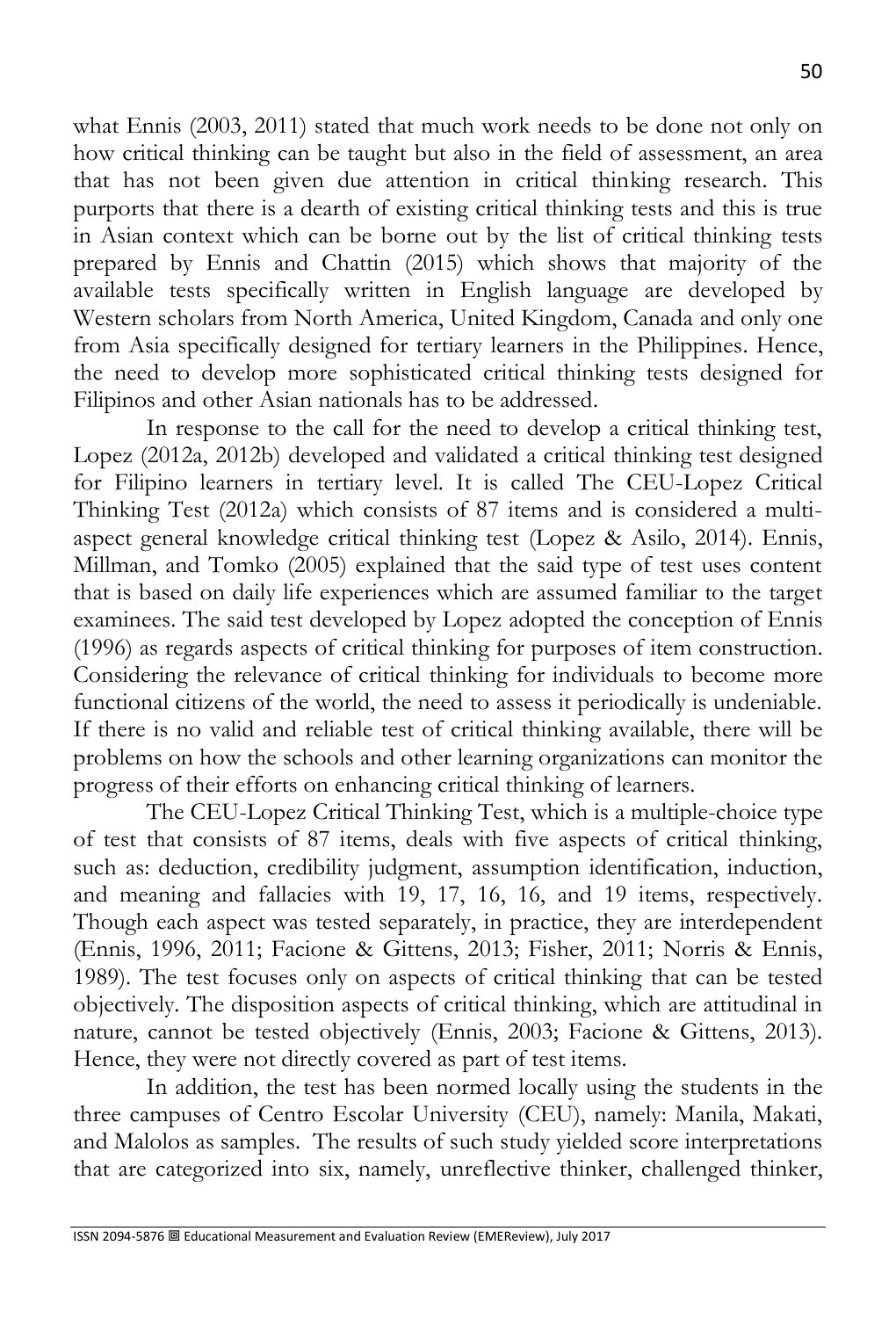what Ennis (2003, 2011) stated that much work needs to be done not only on how critical thinking can be taught but also in the field of assessment, an area that has not been given due attention in critical thinking research. This purports that there is a dearth of existing critical thinking tests and this is true in Asian context which can be borne out by the list of critical thinking tests prepared by Ennis and Chattin (2015) which shows that majority of the available tests specifically written in English language are developed by Western scholars from North America, United Kingdom, Canada and only one from Asia specifically designed for tertiary learners in the Philippines. Hence, the need to develop more sophisticated critical thinking tests designed for Filipinos and other Asian nationals has to be addressed.

In response to the call for the need to develop a critical thinking test, Lopez (2012a, 2012b) developed and validated a critical thinking test designed for Filipino learners in tertiary level. It is called The CEU-Lopez Critical Thinking Test (2012a) which consists of 87 items and is considered a multi-aspect general knowledge critical thinking test (Lopez & Asilo, 2014). Ennis, Millman, and Tomko (2005) explained that the said type of test uses content that is based on daily life experiences which are assumed familiar to the target examinees. The said test developed by Lopez adopted the conception of Ennis (1996) as regards aspects of critical thinking for purposes of item construction. Considering the relevance of critical thinking for individuals to become more functional citizens of the world, the need to assess it periodically is undeniable. If there is no valid and reliable test of critical thinking available, there will be problems on how the schools and other learning organizations can monitor the progress of their efforts on enhancing critical thinking of learners.

The CEU-Lopez Critical Thinking Test, which is a multiple-choice type of test that consists of 87 items, deals with five aspects of critical thinking, such as: deduction, credibility judgment, assumption identification, induction, and meaning and fallacies with 19, 17, 16, 16, and 19 items, respectively. Though each aspect was tested separately, in practice, they are interdependent (Ennis, 1996, 2011; Facione & Gittens, 2013; Fisher, 2011; Norris & Ennis, 1989). The test focuses only on aspects of critical thinking that can be tested objectively. The disposition aspects of critical thinking, which are attitudinal in nature, cannot be tested objectively (Ennis, 2003; Facione & Gittens, 2013). Hence, they were not directly covered as part of test items.

In addition, the test has been normed locally using the students in the three campuses of Centro Escolar University (CEU), namely: Manila, Makati, and Malolos as samples. The results of such study yielded score interpretations that are categorized into six, namely, unreflective thinker, challenged thinker,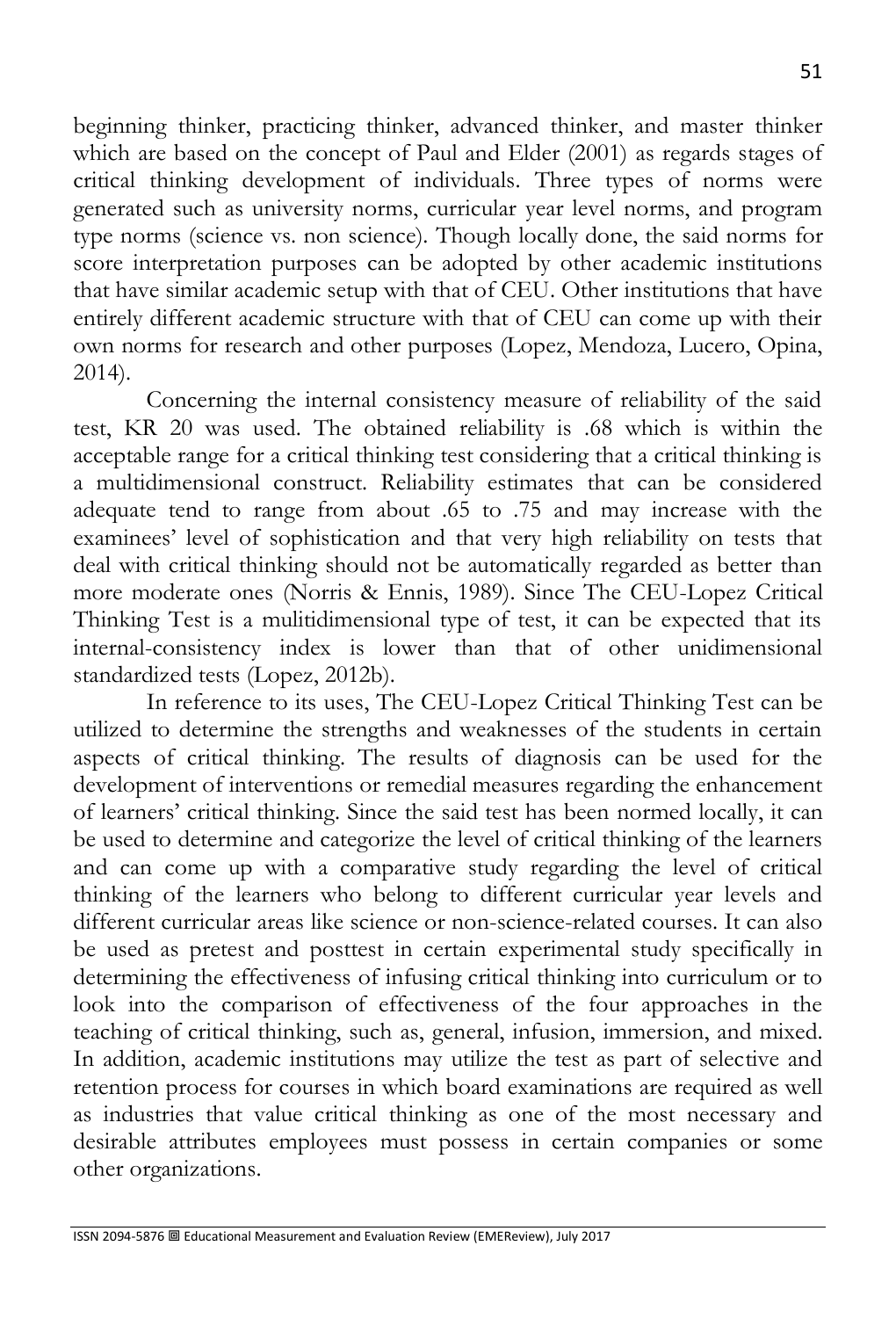beginning thinker, practicing thinker, advanced thinker, and master thinker which are based on the concept of Paul and Elder (2001) as regards stages of critical thinking development of individuals. Three types of norms were generated such as university norms, curricular year level norms, and program type norms (science vs. non science). Though locally done, the said norms for score interpretation purposes can be adopted by other academic institutions that have similar academic setup with that of CEU. Other institutions that have entirely different academic structure with that of CEU can come up with their own norms for research and other purposes (Lopez, Mendoza, Lucero, Opina, 2014).

Concerning the internal consistency measure of reliability of the said test, KR 20 was used. The obtained reliability is .68 which is within the acceptable range for a critical thinking test considering that a critical thinking is a multidimensional construct. Reliability estimates that can be considered adequate tend to range from about .65 to .75 and may increase with the examinees' level of sophistication and that very high reliability on tests that deal with critical thinking should not be automatically regarded as better than more moderate ones (Norris & Ennis, 1989). Since The CEU-Lopez Critical Thinking Test is a mulitidimensional type of test, it can be expected that its internal-consistency index is lower than that of other unidimensional standardized tests (Lopez, 2012b).

In reference to its uses, The CEU-Lopez Critical Thinking Test can be utilized to determine the strengths and weaknesses of the students in certain aspects of critical thinking. The results of diagnosis can be used for the development of interventions or remedial measures regarding the enhancement of learners' critical thinking. Since the said test has been normed locally, it can be used to determine and categorize the level of critical thinking of the learners and can come up with a comparative study regarding the level of critical thinking of the learners who belong to different curricular year levels and different curricular areas like science or non-science-related courses. It can also be used as pretest and posttest in certain experimental study specifically in determining the effectiveness of infusing critical thinking into curriculum or to look into the comparison of effectiveness of the four approaches in the teaching of critical thinking, such as, general, infusion, immersion, and mixed. In addition, academic institutions may utilize the test as part of selective and retention process for courses in which board examinations are required as well as industries that value critical thinking as one of the most necessary and desirable attributes employees must possess in certain companies or some other organizations.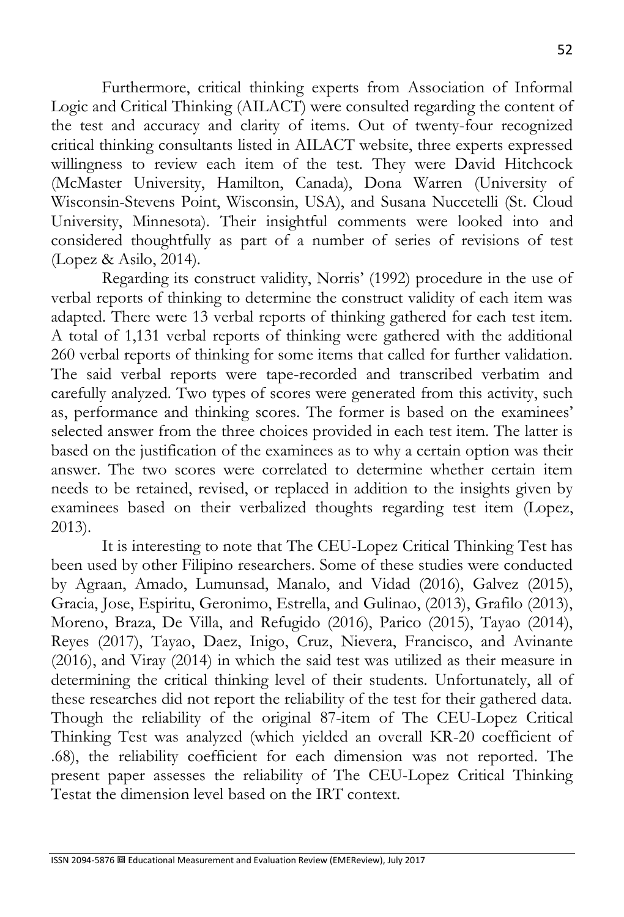Furthermore, critical thinking experts from Association of Informal Logic and Critical Thinking (AILACT) were consulted regarding the content of the test and accuracy and clarity of items. Out of twenty-four recognized critical thinking consultants listed in AILACT website, three experts expressed willingness to review each item of the test. They were David Hitchcock (McMaster University, Hamilton, Canada), Dona Warren (University of Wisconsin-Stevens Point, Wisconsin, USA), and Susana Nuccetelli (St. Cloud University, Minnesota). Their insightful comments were looked into and considered thoughtfully as part of a number of series of revisions of test (Lopez & Asilo, 2014).

Regarding its construct validity, Norris' (1992) procedure in the use of verbal reports of thinking to determine the construct validity of each item was adapted. There were 13 verbal reports of thinking gathered for each test item. A total of 1,131 verbal reports of thinking were gathered with the additional 260 verbal reports of thinking for some items that called for further validation. The said verbal reports were tape-recorded and transcribed verbatim and carefully analyzed. Two types of scores were generated from this activity, such as, performance and thinking scores. The former is based on the examinees' selected answer from the three choices provided in each test item. The latter is based on the justification of the examinees as to why a certain option was their answer. The two scores were correlated to determine whether certain item needs to be retained, revised, or replaced in addition to the insights given by examinees based on their verbalized thoughts regarding test item (Lopez, 2013).

It is interesting to note that The CEU-Lopez Critical Thinking Test has been used by other Filipino researchers. Some of these studies were conducted by Agraan, Amado, Lumunsad, Manalo, and Vidad (2016), Galvez (2015), Gracia, Jose, Espiritu, Geronimo, Estrella, and Gulinao, (2013), Grafilo (2013), Moreno, Braza, De Villa, and Refugido (2016), Parico (2015), Tayao (2014), Reyes (2017), Tayao, Daez, Inigo, Cruz, Nievera, Francisco, and Avinante (2016), and Viray (2014) in which the said test was utilized as their measure in determining the critical thinking level of their students. Unfortunately, all of these researches did not report the reliability of the test for their gathered data. Though the reliability of the original 87-item of The CEU-Lopez Critical Thinking Test was analyzed (which yielded an overall KR-20 coefficient of .68), the reliability coefficient for each dimension was not reported. The present paper assesses the reliability of The CEU-Lopez Critical Thinking Testat the dimension level based on the IRT context.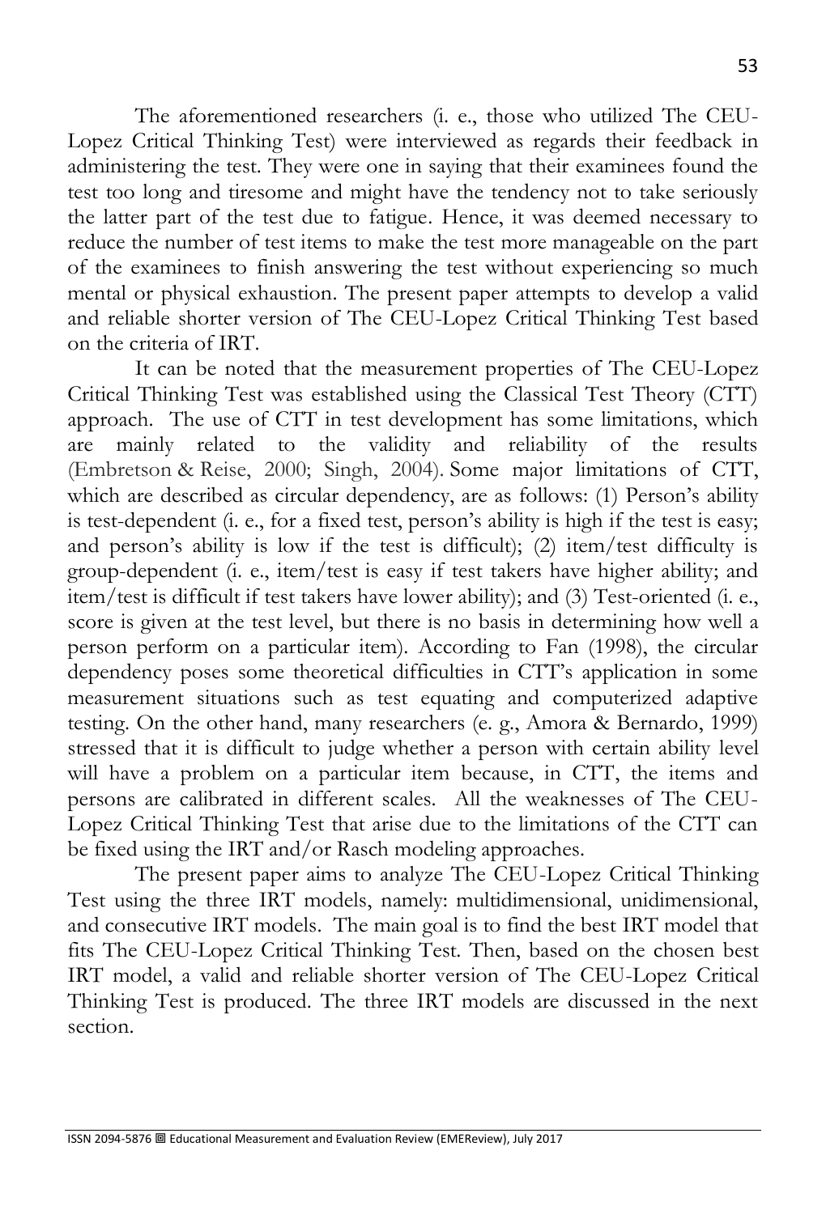The aforementioned researchers (i. e., those who utilized The CEU-Lopez Critical Thinking Test) were interviewed as regards their feedback in administering the test. They were one in saying that their examinees found the test too long and tiresome and might have the tendency not to take seriously the latter part of the test due to fatigue. Hence, it was deemed necessary to reduce the number of test items to make the test more manageable on the part of the examinees to finish answering the test without experiencing so much mental or physical exhaustion. The present paper attempts to develop a valid and reliable shorter version of The CEU-Lopez Critical Thinking Test based on the criteria of IRT.

It can be noted that the measurement properties of The CEU-Lopez Critical Thinking Test was established using the Classical Test Theory (CTT) approach. The use of CTT in test development has some limitations, which are mainly related to the validity and reliability of the results (Embretson & Reise, 2000; Singh, 2004). Some major limitations of CTT, which are described as circular dependency, are as follows: (1) Person's ability is test-dependent (i. e., for a fixed test, person's ability is high if the test is easy; and person's ability is low if the test is difficult); (2) item/test difficulty is group-dependent (i. e., item/test is easy if test takers have higher ability; and item/test is difficult if test takers have lower ability); and (3) Test-oriented (i. e., score is given at the test level, but there is no basis in determining how well a person perform on a particular item). According to Fan (1998), the circular dependency poses some theoretical difficulties in CTT's application in some measurement situations such as test equating and computerized adaptive testing. On the other hand, many researchers (e. g., Amora & Bernardo, 1999) stressed that it is difficult to judge whether a person with certain ability level will have a problem on a particular item because, in CTT, the items and persons are calibrated in different scales. All the weaknesses of The CEU-Lopez Critical Thinking Test that arise due to the limitations of the CTT can be fixed using the IRT and/or Rasch modeling approaches.

The present paper aims to analyze The CEU-Lopez Critical Thinking Test using the three IRT models, namely: multidimensional, unidimensional, and consecutive IRT models. The main goal is to find the best IRT model that fits The CEU-Lopez Critical Thinking Test. Then, based on the chosen best IRT model, a valid and reliable shorter version of The CEU-Lopez Critical Thinking Test is produced. The three IRT models are discussed in the next section.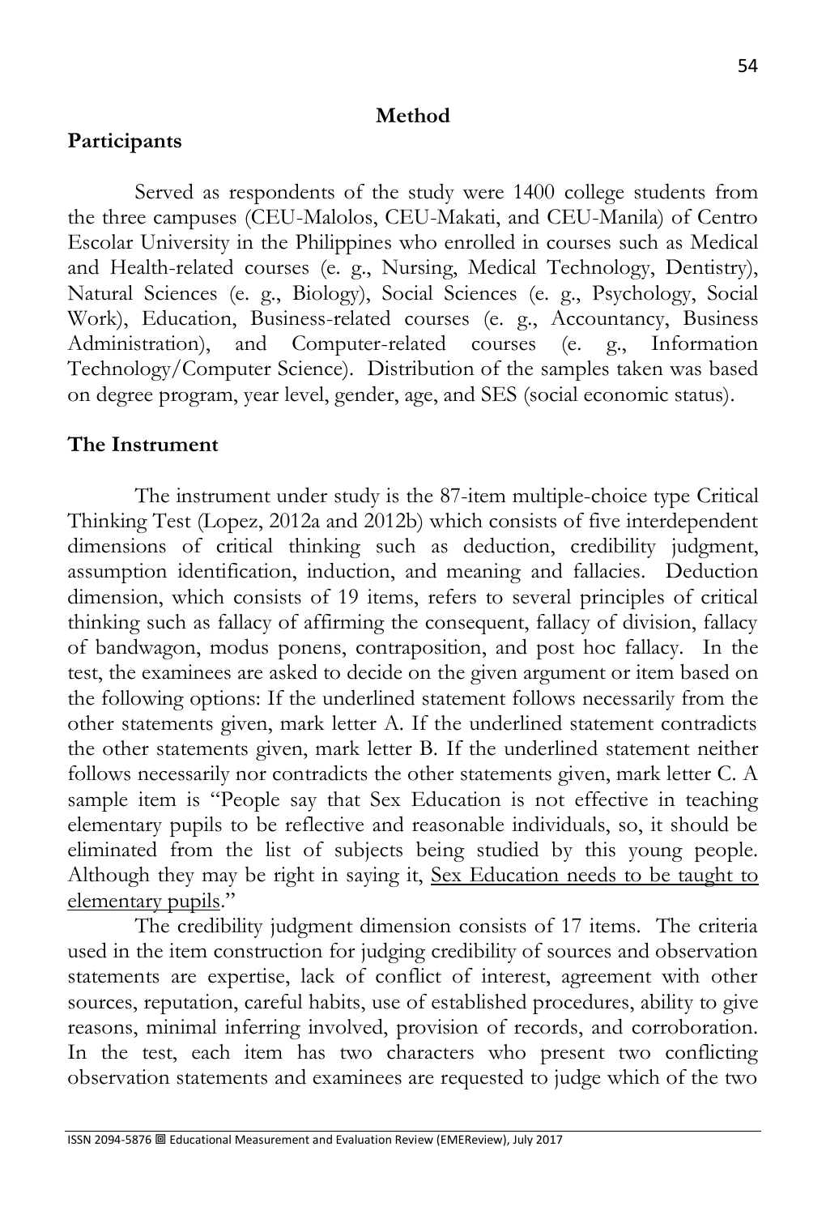## Method

### Participants

Served as respondents of the study were 1400 college students from the three campuses (CEU-Malolos, CEU-Makati, and CEU-Manila) of Centro Escolar University in the Philippines who enrolled in courses such as Medical and Health-related courses (e. g., Nursing, Medical Technology, Dentistry), Natural Sciences (e. g., Biology), Social Sciences (e. g., Psychology, Social Work), Education, Business-related courses (e. g., Accountancy, Business Administration), and Computer-related courses (e. g., Information Technology/Computer Science). Distribution of the samples taken was based on degree program, year level, gender, age, and SES (social economic status).

### The Instrument

The instrument under study is the 87-item multiple-choice type Critical Thinking Test (Lopez, 2012a and 2012b) which consists of five interdependent dimensions of critical thinking such as deduction, credibility judgment, assumption identification, induction, and meaning and fallacies. Deduction dimension, which consists of 19 items, refers to several principles of critical thinking such as fallacy of affirming the consequent, fallacy of division, fallacy of bandwagon, modus ponens, contraposition, and post hoc fallacy. In the test, the examinees are asked to decide on the given argument or item based on the following options: If the underlined statement follows necessarily from the other statements given, mark letter A. If the underlined statement contradicts the other statements given, mark letter B. If the underlined statement neither follows necessarily nor contradicts the other statements given, mark letter C. A sample item is "People say that Sex Education is not effective in teaching elementary pupils to be reflective and reasonable individuals, so, it should be eliminated from the list of subjects being studied by this young people. Although they may be right in saying it, <u>Sex Education needs to be taught to elementary pupils</u>."

The credibility judgment dimension consists of 17 items. The criteria used in the item construction for judging credibility of sources and observation statements are expertise, lack of conflict of interest, agreement with other sources, reputation, careful habits, use of established procedures, ability to give reasons, minimal inferring involved, provision of records, and corroboration. In the test, each item has two characters who present two conflicting observation statements and examinees are requested to judge which of the two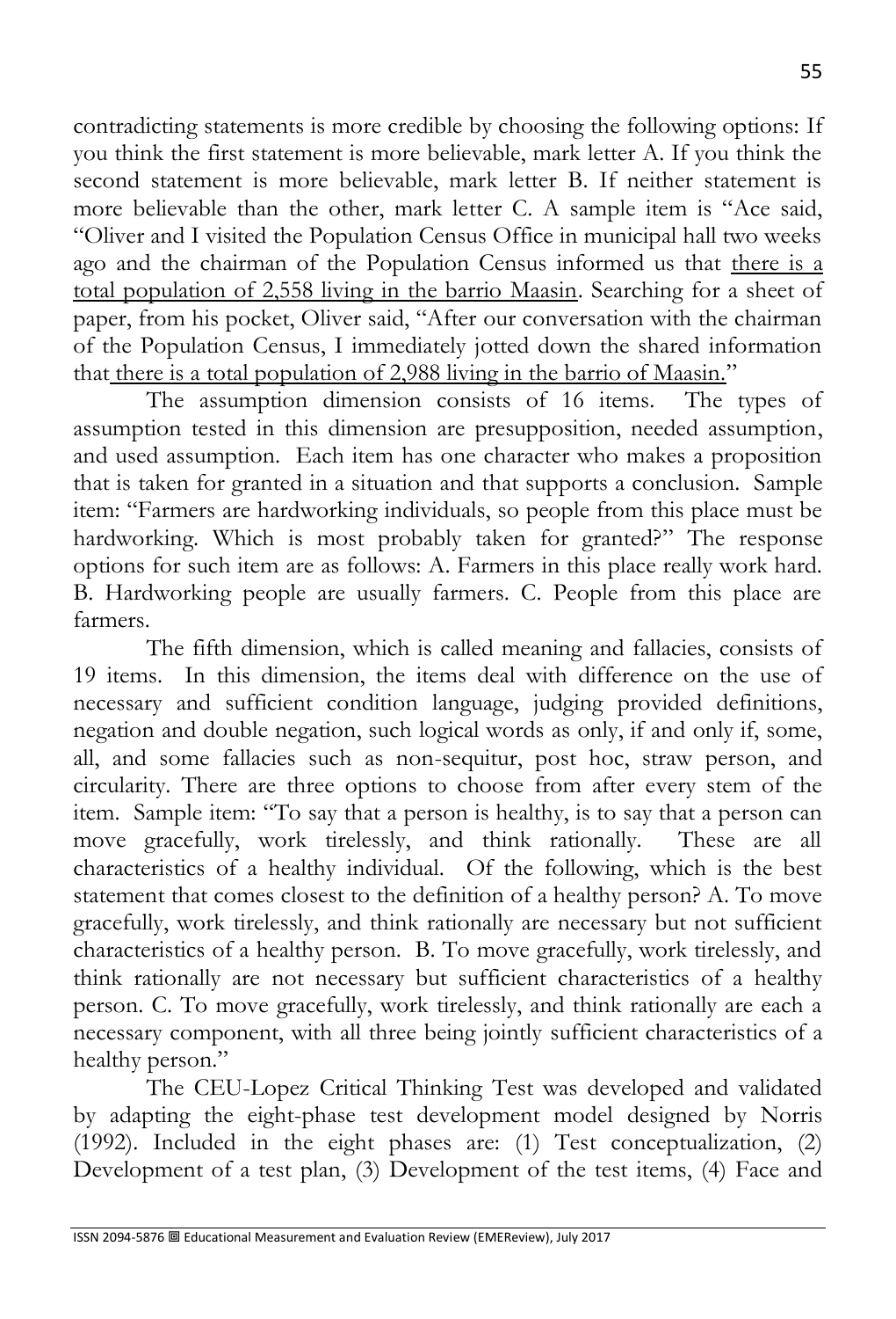contradicting statements is more credible by choosing the following options: If you think the first statement is more believable, mark letter A. If you think the second statement is more believable, mark letter B. If neither statement is more believable than the other, mark letter C. A sample item is "Ace said, "Oliver and I visited the Population Census Office in municipal hall two weeks ago and the chairman of the Population Census informed us that <u>there is a total population of 2,558 living in the barrio Maasin</u>. Searching for a sheet of paper, from his pocket, Oliver said, "After our conversation with the chairman of the Population Census, I immediately jotted down the shared information that <u>there is a total population of 2,988 living in the barrio of Maasin.</u>"

The assumption dimension consists of 16 items. The types of assumption tested in this dimension are presupposition, needed assumption, and used assumption. Each item has one character who makes a proposition that is taken for granted in a situation and that supports a conclusion. Sample item: "Farmers are hardworking individuals, so people from this place must be hardworking. Which is most probably taken for granted?" The response options for such item are as follows: A. Farmers in this place really work hard. B. Hardworking people are usually farmers. C. People from this place are farmers.

The fifth dimension, which is called meaning and fallacies, consists of 19 items. In this dimension, the items deal with difference on the use of necessary and sufficient condition language, judging provided definitions, negation and double negation, such logical words as only, if and only if, some, all, and some fallacies such as non-sequitur, post hoc, straw person, and circularity. There are three options to choose from after every stem of the item. Sample item: "To say that a person is healthy, is to say that a person can move gracefully, work tirelessly, and think rationally. These are all characteristics of a healthy individual. Of the following, which is the best statement that comes closest to the definition of a healthy person? A. To move gracefully, work tirelessly, and think rationally are necessary but not sufficient characteristics of a healthy person. B. To move gracefully, work tirelessly, and think rationally are not necessary but sufficient characteristics of a healthy person. C. To move gracefully, work tirelessly, and think rationally are each a necessary component, with all three being jointly sufficient characteristics of a healthy person."

The CEU-Lopez Critical Thinking Test was developed and validated by adapting the eight-phase test development model designed by Norris (1992). Included in the eight phases are: (1) Test conceptualization, (2) Development of a test plan, (3) Development of the test items, (4) Face and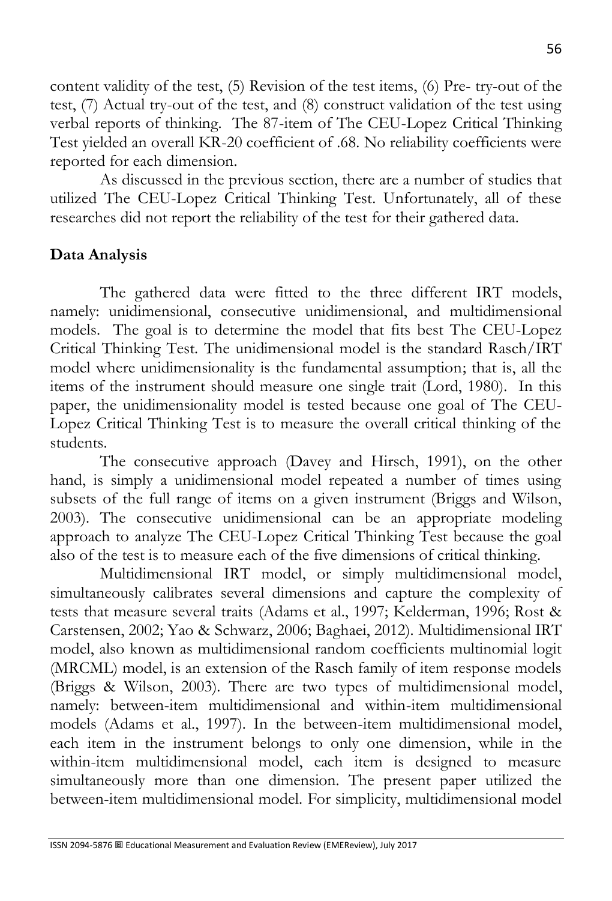content validity of the test, (5) Revision of the test items, (6) Pre- try-out of the test, (7) Actual try-out of the test, and (8) construct validation of the test using verbal reports of thinking. The 87-item of The CEU-Lopez Critical Thinking Test yielded an overall KR-20 coefficient of .68. No reliability coefficients were reported for each dimension.

As discussed in the previous section, there are a number of studies that utilized The CEU-Lopez Critical Thinking Test. Unfortunately, all of these researches did not report the reliability of the test for their gathered data.

**Data Analysis**

The gathered data were fitted to the three different IRT models, namely: unidimensional, consecutive unidimensional, and multidimensional models. The goal is to determine the model that fits best The CEU-Lopez Critical Thinking Test. The unidimensional model is the standard Rasch/IRT model where unidimensionality is the fundamental assumption; that is, all the items of the instrument should measure one single trait (Lord, 1980). In this paper, the unidimensionality model is tested because one goal of The CEU-Lopez Critical Thinking Test is to measure the overall critical thinking of the students.

The consecutive approach (Davey and Hirsch, 1991), on the other hand, is simply a unidimensional model repeated a number of times using subsets of the full range of items on a given instrument (Briggs and Wilson, 2003). The consecutive unidimensional can be an appropriate modeling approach to analyze The CEU-Lopez Critical Thinking Test because the goal also of the test is to measure each of the five dimensions of critical thinking.

Multidimensional IRT model, or simply multidimensional model, simultaneously calibrates several dimensions and capture the complexity of tests that measure several traits (Adams et al., 1997; Kelderman, 1996; Rost & Carstensen, 2002; Yao & Schwarz, 2006; Baghaei, 2012). Multidimensional IRT model, also known as multidimensional random coefficients multinomial logit (MRCML) model, is an extension of the Rasch family of item response models (Briggs & Wilson, 2003). There are two types of multidimensional model, namely: between-item multidimensional and within-item multidimensional models (Adams et al., 1997). In the between-item multidimensional model, each item in the instrument belongs to only one dimension, while in the within-item multidimensional model, each item is designed to measure simultaneously more than one dimension. The present paper utilized the between-item multidimensional model. For simplicity, multidimensional model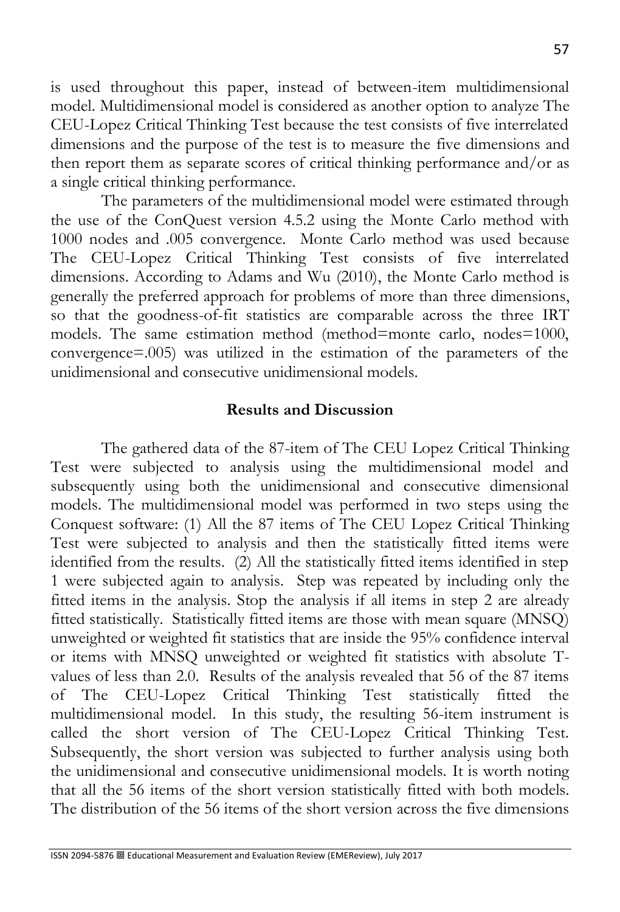is used throughout this paper, instead of between-item multidimensional model. Multidimensional model is considered as another option to analyze The CEU-Lopez Critical Thinking Test because the test consists of five interrelated dimensions and the purpose of the test is to measure the five dimensions and then report them as separate scores of critical thinking performance and/or as a single critical thinking performance.

The parameters of the multidimensional model were estimated through the use of the ConQuest version 4.5.2 using the Monte Carlo method with 1000 nodes and .005 convergence. Monte Carlo method was used because The CEU-Lopez Critical Thinking Test consists of five interrelated dimensions. According to Adams and Wu (2010), the Monte Carlo method is generally the preferred approach for problems of more than three dimensions, so that the goodness-of-fit statistics are comparable across the three IRT models. The same estimation method (method=monte carlo, nodes=1000, convergence=.005) was utilized in the estimation of the parameters of the unidimensional and consecutive unidimensional models.

## Results and Discussion

The gathered data of the 87-item of The CEU Lopez Critical Thinking Test were subjected to analysis using the multidimensional model and subsequently using both the unidimensional and consecutive dimensional models. The multidimensional model was performed in two steps using the Conquest software: (1) All the 87 items of The CEU Lopez Critical Thinking Test were subjected to analysis and then the statistically fitted items were identified from the results. (2) All the statistically fitted items identified in step 1 were subjected again to analysis. Step was repeated by including only the fitted items in the analysis. Stop the analysis if all items in step 2 are already fitted statistically. Statistically fitted items are those with mean square (MNSQ) unweighted or weighted fit statistics that are inside the 95% confidence interval or items with MNSQ unweighted or weighted fit statistics with absolute T-values of less than 2.0. Results of the analysis revealed that 56 of the 87 items of The CEU-Lopez Critical Thinking Test statistically fitted the multidimensional model. In this study, the resulting 56-item instrument is called the short version of The CEU-Lopez Critical Thinking Test. Subsequently, the short version was subjected to further analysis using both the unidimensional and consecutive unidimensional models. It is worth noting that all the 56 items of the short version statistically fitted with both models. The distribution of the 56 items of the short version across the five dimensions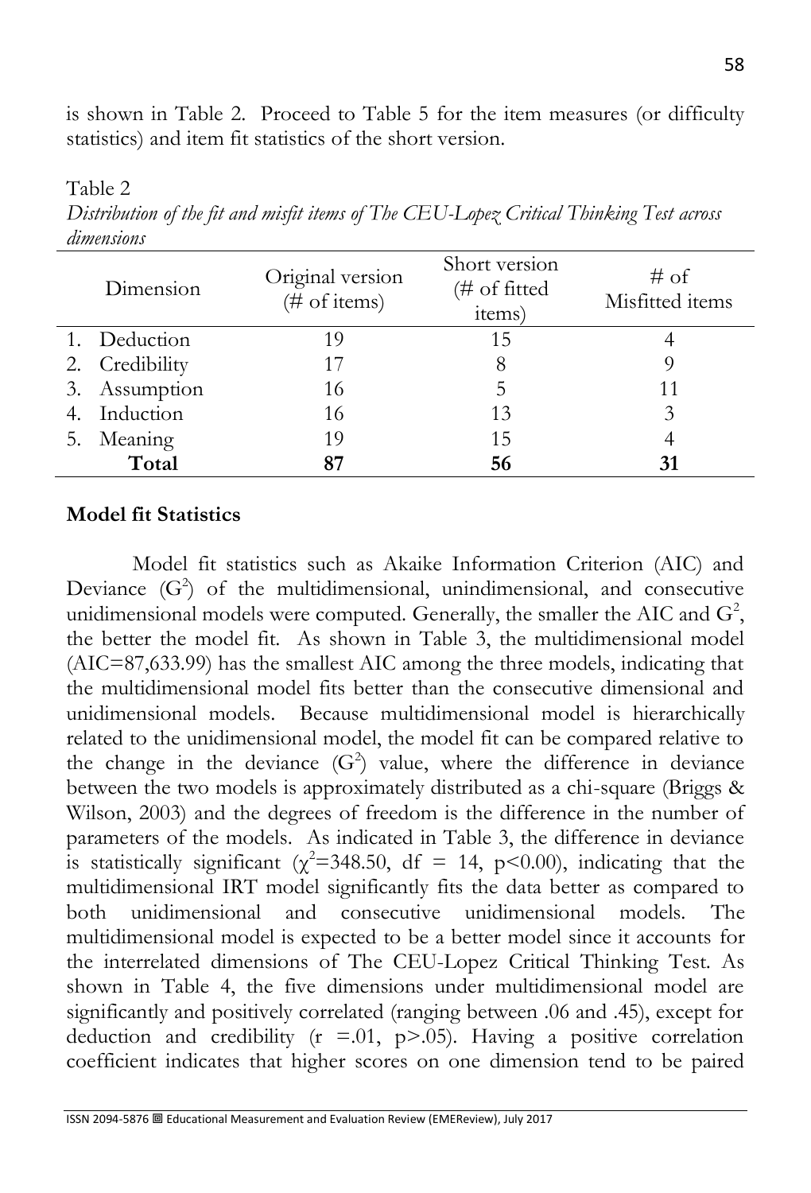is shown in Table 2. Proceed to Table 5 for the item measures (or difficulty statistics) and item fit statistics of the short version.

Table 2
*Distribution of the fit and misfit items of The CEU-Lopez Critical Thinking Test across dimensions*

| Dimension | Original version (# of items) | Short version (# of fitted items) | # of Misfitted items |
|---|---|---|---|
| 1. Deduction | 19 | 15 | 4 |
| 2. Credibility | 17 | 8 | 9 |
| 3. Assumption | 16 | 5 | 11 |
| 4. Induction | 16 | 13 | 3 |
| 5. Meaning | 19 | 15 | 4 |
| **Total** | **87** | **56** | **31** |

**Model fit Statistics**

Model fit statistics such as Akaike Information Criterion (AIC) and Deviance ($G^2$) of the multidimensional, unindimensional, and consecutive unidimensional models were computed. Generally, the smaller the AIC and $G^2$, the better the model fit. As shown in Table 3, the multidimensional model (AIC=87,633.99) has the smallest AIC among the three models, indicating that the multidimensional model fits better than the consecutive dimensional and unidimensional models. Because multidimensional model is hierarchically related to the unidimensional model, the model fit can be compared relative to the change in the deviance ($G^2$) value, where the difference in deviance between the two models is approximately distributed as a chi-square (Briggs & Wilson, 2003) and the degrees of freedom is the difference in the number of parameters of the models. As indicated in Table 3, the difference in deviance is statistically significant ($\chi^2$=348.50, df = 14, $p$<0.00), indicating that the multidimensional IRT model significantly fits the data better as compared to both unidimensional and consecutive unidimensional models. The multidimensional model is expected to be a better model since it accounts for the interrelated dimensions of The CEU-Lopez Critical Thinking Test. As shown in Table 4, the five dimensions under multidimensional model are significantly and positively correlated (ranging between .06 and .45), except for deduction and credibility ($r$ =.01, $p$>.05). Having a positive correlation coefficient indicates that higher scores on one dimension tend to be paired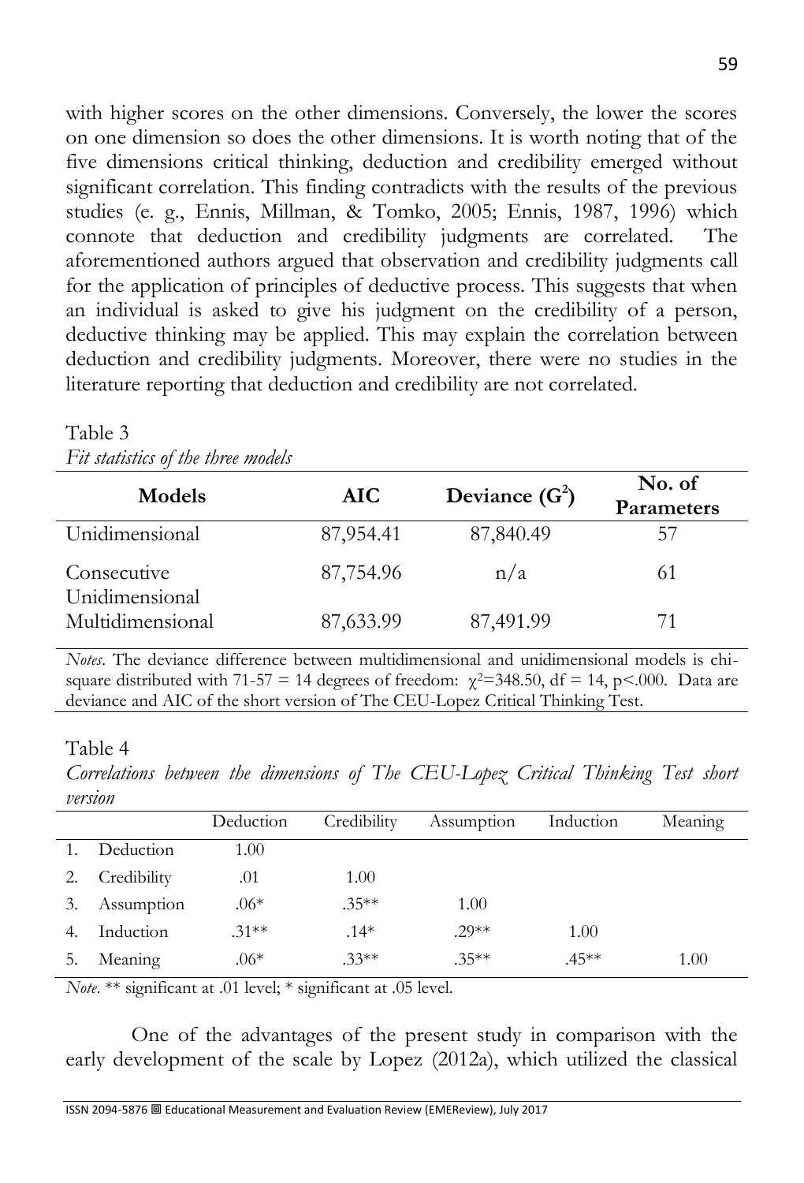with higher scores on the other dimensions. Conversely, the lower the scores on one dimension so does the other dimensions. It is worth noting that of the five dimensions critical thinking, deduction and credibility emerged without significant correlation. This finding contradicts with the results of the previous studies (e. g., Ennis, Millman, & Tomko, 2005; Ennis, 1987, 1996) which connote that deduction and credibility judgments are correlated. The aforementioned authors argued that observation and credibility judgments call for the application of principles of deductive process. This suggests that when an individual is asked to give his judgment on the credibility of a person, deductive thinking may be applied. This may explain the correlation between deduction and credibility judgments. Moreover, there were no studies in the literature reporting that deduction and credibility are not correlated.

Table 3
*Fit statistics of the three models*

| Models | AIC | Deviance ($G^2$) | No. of Parameters |
|---|---|---|---|
| Unidimensional | 87,954.41 | 87,840.49 | 57 |
| Consecutive Unidimensional | 87,754.96 | n/a | 61 |
| Multidimensional | 87,633.99 | 87,491.99 | 71 |

*Notes*. The deviance difference between multidimensional and unidimensional models is chi-square distributed with 71-57 = 14 degrees of freedom: $\chi^2$=348.50, df = 14, p<.000. Data are deviance and AIC of the short version of The CEU-Lopez Critical Thinking Test.

Table 4
*Correlations between the dimensions of The CEU-Lopez Critical Thinking Test short version*

| | | Deduction | Credibility | Assumption | Induction | Meaning |
|---|---|---|---|---|---|---|
| 1. | Deduction | 1.00 | | | | |
| 2. | Credibility | .01 | 1.00 | | | |
| 3. | Assumption | .06* | .35** | 1.00 | | |
| 4. | Induction | .31** | .14* | .29** | 1.00 | |
| 5. | Meaning | .06* | .33** | .35** | .45** | 1.00 |

*Note*. ** significant at .01 level; * significant at .05 level.

One of the advantages of the present study in comparison with the early development of the scale by Lopez (2012a), which utilized the classical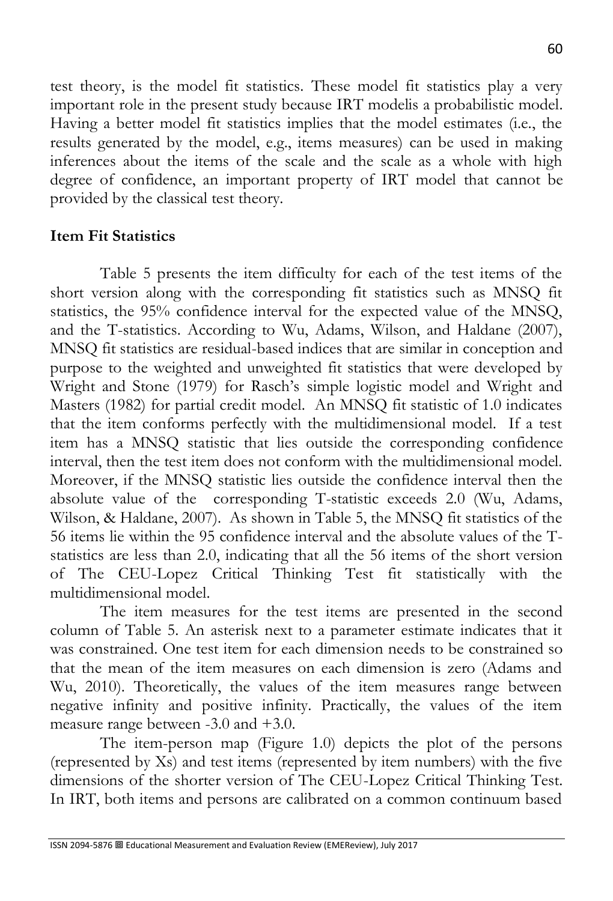test theory, is the model fit statistics. These model fit statistics play a very important role in the present study because IRT modelis a probabilistic model. Having a better model fit statistics implies that the model estimates (i.e., the results generated by the model, e.g., items measures) can be used in making inferences about the items of the scale and the scale as a whole with high degree of confidence, an important property of IRT model that cannot be provided by the classical test theory.

## Item Fit Statistics

Table 5 presents the item difficulty for each of the test items of the short version along with the corresponding fit statistics such as MNSQ fit statistics, the 95% confidence interval for the expected value of the MNSQ, and the T-statistics. According to Wu, Adams, Wilson, and Haldane (2007), MNSQ fit statistics are residual-based indices that are similar in conception and purpose to the weighted and unweighted fit statistics that were developed by Wright and Stone (1979) for Rasch's simple logistic model and Wright and Masters (1982) for partial credit model. An MNSQ fit statistic of 1.0 indicates that the item conforms perfectly with the multidimensional model. If a test item has a MNSQ statistic that lies outside the corresponding confidence interval, then the test item does not conform with the multidimensional model. Moreover, if the MNSQ statistic lies outside the confidence interval then the absolute value of the corresponding T-statistic exceeds 2.0 (Wu, Adams, Wilson, & Haldane, 2007). As shown in Table 5, the MNSQ fit statistics of the 56 items lie within the 95 confidence interval and the absolute values of the T-statistics are less than 2.0, indicating that all the 56 items of the short version of The CEU-Lopez Critical Thinking Test fit statistically with the multidimensional model.

The item measures for the test items are presented in the second column of Table 5. An asterisk next to a parameter estimate indicates that it was constrained. One test item for each dimension needs to be constrained so that the mean of the item measures on each dimension is zero (Adams and Wu, 2010). Theoretically, the values of the item measures range between negative infinity and positive infinity. Practically, the values of the item measure range between -3.0 and +3.0.

The item-person map (Figure 1.0) depicts the plot of the persons (represented by Xs) and test items (represented by item numbers) with the five dimensions of the shorter version of The CEU-Lopez Critical Thinking Test. In IRT, both items and persons are calibrated on a common continuum based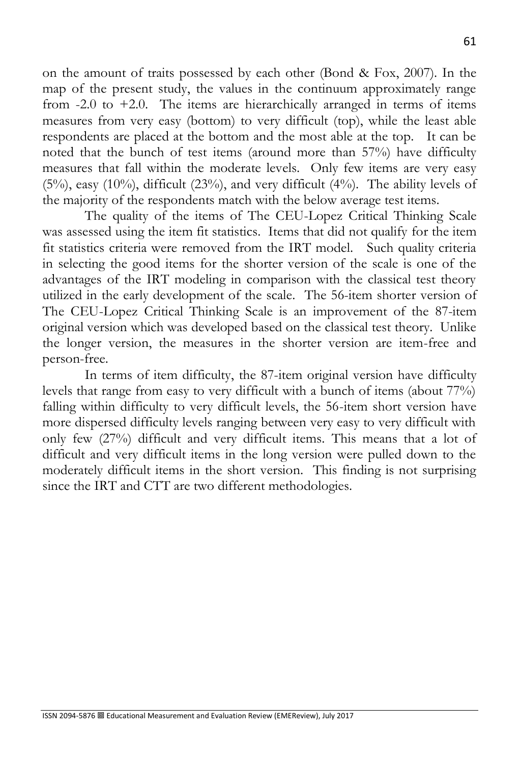on the amount of traits possessed by each other (Bond & Fox, 2007). In the map of the present study, the values in the continuum approximately range from -2.0 to +2.0. The items are hierarchically arranged in terms of items measures from very easy (bottom) to very difficult (top), while the least able respondents are placed at the bottom and the most able at the top. It can be noted that the bunch of test items (around more than 57%) have difficulty measures that fall within the moderate levels. Only few items are very easy (5%), easy (10%), difficult (23%), and very difficult (4%). The ability levels of the majority of the respondents match with the below average test items.

The quality of the items of The CEU-Lopez Critical Thinking Scale was assessed using the item fit statistics. Items that did not qualify for the item fit statistics criteria were removed from the IRT model. Such quality criteria in selecting the good items for the shorter version of the scale is one of the advantages of the IRT modeling in comparison with the classical test theory utilized in the early development of the scale. The 56-item shorter version of The CEU-Lopez Critical Thinking Scale is an improvement of the 87-item original version which was developed based on the classical test theory. Unlike the longer version, the measures in the shorter version are item-free and person-free.

In terms of item difficulty, the 87-item original version have difficulty levels that range from easy to very difficult with a bunch of items (about 77%) falling within difficulty to very difficult levels, the 56-item short version have more dispersed difficulty levels ranging between very easy to very difficult with only few (27%) difficult and very difficult items. This means that a lot of difficult and very difficult items in the long version were pulled down to the moderately difficult items in the short version. This finding is not surprising since the IRT and CTT are two different methodologies.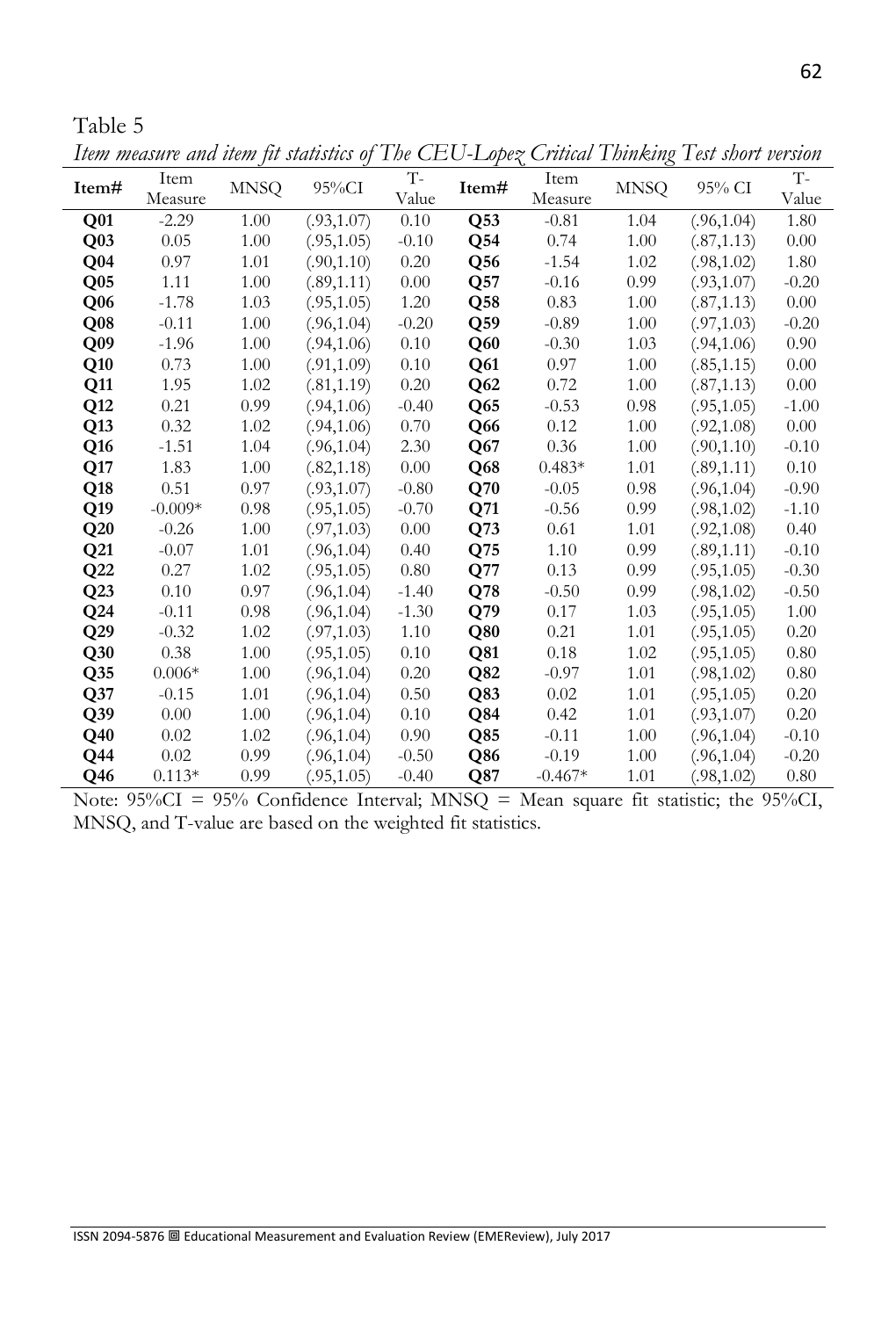Table 5

*Item measure and item fit statistics of The CEU-Lopez Critical Thinking Test short version*

| Item# | Item Measure | MNSQ | 95%CI | T-Value | Item# | Item Measure | MNSQ | 95% CI | T-Value |
|---|---|---|---|---|---|---|---|---|---|
| **Q01** | -2.29 | 1.00 | (.93,1.07) | 0.10 | **Q53** | -0.81 | 1.04 | (.96,1.04) | 1.80 |
| **Q03** | 0.05 | 1.00 | (.95,1.05) | -0.10 | **Q54** | 0.74 | 1.00 | (.87,1.13) | 0.00 |
| **Q04** | 0.97 | 1.01 | (.90,1.10) | 0.20 | **Q56** | -1.54 | 1.02 | (.98,1.02) | 1.80 |
| **Q05** | 1.11 | 1.00 | (.89,1.11) | 0.00 | **Q57** | -0.16 | 0.99 | (.93,1.07) | -0.20 |
| **Q06** | -1.78 | 1.03 | (.95,1.05) | 1.20 | **Q58** | 0.83 | 1.00 | (.87,1.13) | 0.00 |
| **Q08** | -0.11 | 1.00 | (.96,1.04) | -0.20 | **Q59** | -0.89 | 1.00 | (.97,1.03) | -0.20 |
| **Q09** | -1.96 | 1.00 | (.94,1.06) | 0.10 | **Q60** | -0.30 | 1.03 | (.94,1.06) | 0.90 |
| **Q10** | 0.73 | 1.00 | (.91,1.09) | 0.10 | **Q61** | 0.97 | 1.00 | (.85,1.15) | 0.00 |
| **Q11** | 1.95 | 1.02 | (.81,1.19) | 0.20 | **Q62** | 0.72 | 1.00 | (.87,1.13) | 0.00 |
| **Q12** | 0.21 | 0.99 | (.94,1.06) | -0.40 | **Q65** | -0.53 | 0.98 | (.95,1.05) | -1.00 |
| **Q13** | 0.32 | 1.02 | (.94,1.06) | 0.70 | **Q66** | 0.12 | 1.00 | (.92,1.08) | 0.00 |
| **Q16** | -1.51 | 1.04 | (.96,1.04) | 2.30 | **Q67** | 0.36 | 1.00 | (.90,1.10) | -0.10 |
| **Q17** | 1.83 | 1.00 | (.82,1.18) | 0.00 | **Q68** | 0.483* | 1.01 | (.89,1.11) | 0.10 |
| **Q18** | 0.51 | 0.97 | (.93,1.07) | -0.80 | **Q70** | -0.05 | 0.98 | (.96,1.04) | -0.90 |
| **Q19** | -0.009* | 0.98 | (.95,1.05) | -0.70 | **Q71** | -0.56 | 0.99 | (.98,1.02) | -1.10 |
| **Q20** | -0.26 | 1.00 | (.97,1.03) | 0.00 | **Q73** | 0.61 | 1.01 | (.92,1.08) | 0.40 |
| **Q21** | -0.07 | 1.01 | (.96,1.04) | 0.40 | **Q75** | 1.10 | 0.99 | (.89,1.11) | -0.10 |
| **Q22** | 0.27 | 1.02 | (.95,1.05) | 0.80 | **Q77** | 0.13 | 0.99 | (.95,1.05) | -0.30 |
| **Q23** | 0.10 | 0.97 | (.96,1.04) | -1.40 | **Q78** | -0.50 | 0.99 | (.98,1.02) | -0.50 |
| **Q24** | -0.11 | 0.98 | (.96,1.04) | -1.30 | **Q79** | 0.17 | 1.03 | (.95,1.05) | 1.00 |
| **Q29** | -0.32 | 1.02 | (.97,1.03) | 1.10 | **Q80** | 0.21 | 1.01 | (.95,1.05) | 0.20 |
| **Q30** | 0.38 | 1.00 | (.95,1.05) | 0.10 | **Q81** | 0.18 | 1.02 | (.95,1.05) | 0.80 |
| **Q35** | 0.006* | 1.00 | (.96,1.04) | 0.20 | **Q82** | -0.97 | 1.01 | (.98,1.02) | 0.80 |
| **Q37** | -0.15 | 1.01 | (.96,1.04) | 0.50 | **Q83** | 0.02 | 1.01 | (.95,1.05) | 0.20 |
| **Q39** | 0.00 | 1.00 | (.96,1.04) | 0.10 | **Q84** | 0.42 | 1.01 | (.93,1.07) | 0.20 |
| **Q40** | 0.02 | 1.02 | (.96,1.04) | 0.90 | **Q85** | -0.11 | 1.00 | (.96,1.04) | -0.10 |
| **Q44** | 0.02 | 0.99 | (.96,1.04) | -0.50 | **Q86** | -0.19 | 1.00 | (.96,1.04) | -0.20 |
| **Q46** | 0.113* | 0.99 | (.95,1.05) | -0.40 | **Q87** | -0.467* | 1.01 | (.98,1.02) | 0.80 |

Note: 95%CI = 95% Confidence Interval; MNSQ = Mean square fit statistic; the 95%CI, MNSQ, and T-value are based on the weighted fit statistics.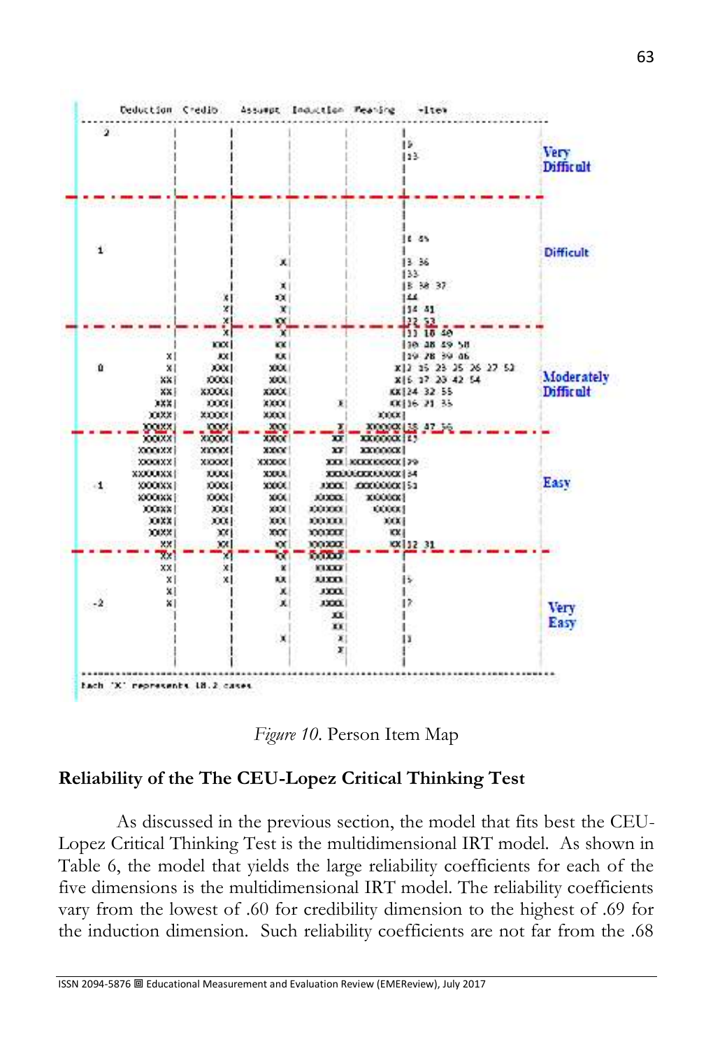```
      Deduction  Credib    Assumpt  Induction  Meaning    +item
 -------------------------------------------------------------------
  2                                                    |
                                                       |5
                                                       |13          Very
                                                       |            Difficult
 - - - - - - - - - - - - - - - - - - - - - - - - - - - - - - - - - - -
                                                       |
  1                                                    |6 45        Difficult
                                     X|                |3 36
                                                       |33
                                     X|                |8 38 37
                          X|        XX|                |44
                          X|         X|                |14 41
                          X|        XX|                |22 53
 - - - - - - - - - - - - - X| - - - - X| - - - - - - - - |11 18 40 - - - -
                        XXX|        XX|                |10 48 49 50
              X|        XX|        XX|                |19 28 39 46
  0           X|       XXX|       XXX|               X|2 15 23 25 26 27 52   Moderately
             XX|      XXXX|       XXX|               X|6 17 20 42 54         Difficult
             XX|     XXXXX|      XXXX|              XX|24 32 55
            XXX|      XXXX|      XXXX|       X|     XX|16 21 35
           XXXX|     XXXXX|      XXXX|          XXXX|
 - - - - - XXXXX| - - XXXX| - - - XXX| - - - X| XXXXXX|28 47 56 - - - -
         XXXXXX|     XXXXX|      XXXX|      XX|  XXXXXX|43
        XXXXXXX|     XXXXX|      XXXX|      XX|  XXXXXX|
        XXXXXXX|     XXXXX|     XXXXX|     XXX|XXXXXXXXX|29
       XXXXXXXX|      XXXX|      XXXX|  XXXXXXXXXXXXXXX|34
 -1     XXXXXXX|      XXXX|      XXXX|    XXXX| XXXXXXX|51              Easy
        XXXXXXX|      XXXX|       XXX|   XXXXX|  XXXXXX|
          XXXXX|       XXX|       XXX|  XXXXXX|   XXXXX|
           XXXX|       XXX|       XXX|  XXXXXX|     XXX|
           XXXX|        XX|       XXX|  XXXXXX|      XX|
             XX|        XX|        XX| XXXXXXX|      XX|12 31
 - - - - - - XX| - - - - X| - - - - XX| XXXXXXX| - - - - - - - - - - -
             XX|         X|         X|   XXXXX|
              X|         X|        XX|    XXXX|       |5
              X|          |         X|    XXXX|       |
 -2           X|          |         X|    XXXX|       |7             Very
                                         XX|                         Easy
                                         XX|
                                     X|    X|       |1
                                           X|       |
 -------------------------------------------------------------------
 Each 'X' represents 18.2 cases
```

*Figure 10.* Person Item Map

## Reliability of the The CEU-Lopez Critical Thinking Test

As discussed in the previous section, the model that fits best the CEU-Lopez Critical Thinking Test is the multidimensional IRT model. As shown in Table 6, the model that yields the large reliability coefficients for each of the five dimensions is the multidimensional IRT model. The reliability coefficients vary from the lowest of .60 for credibility dimension to the highest of .69 for the induction dimension. Such reliability coefficients are not far from the .68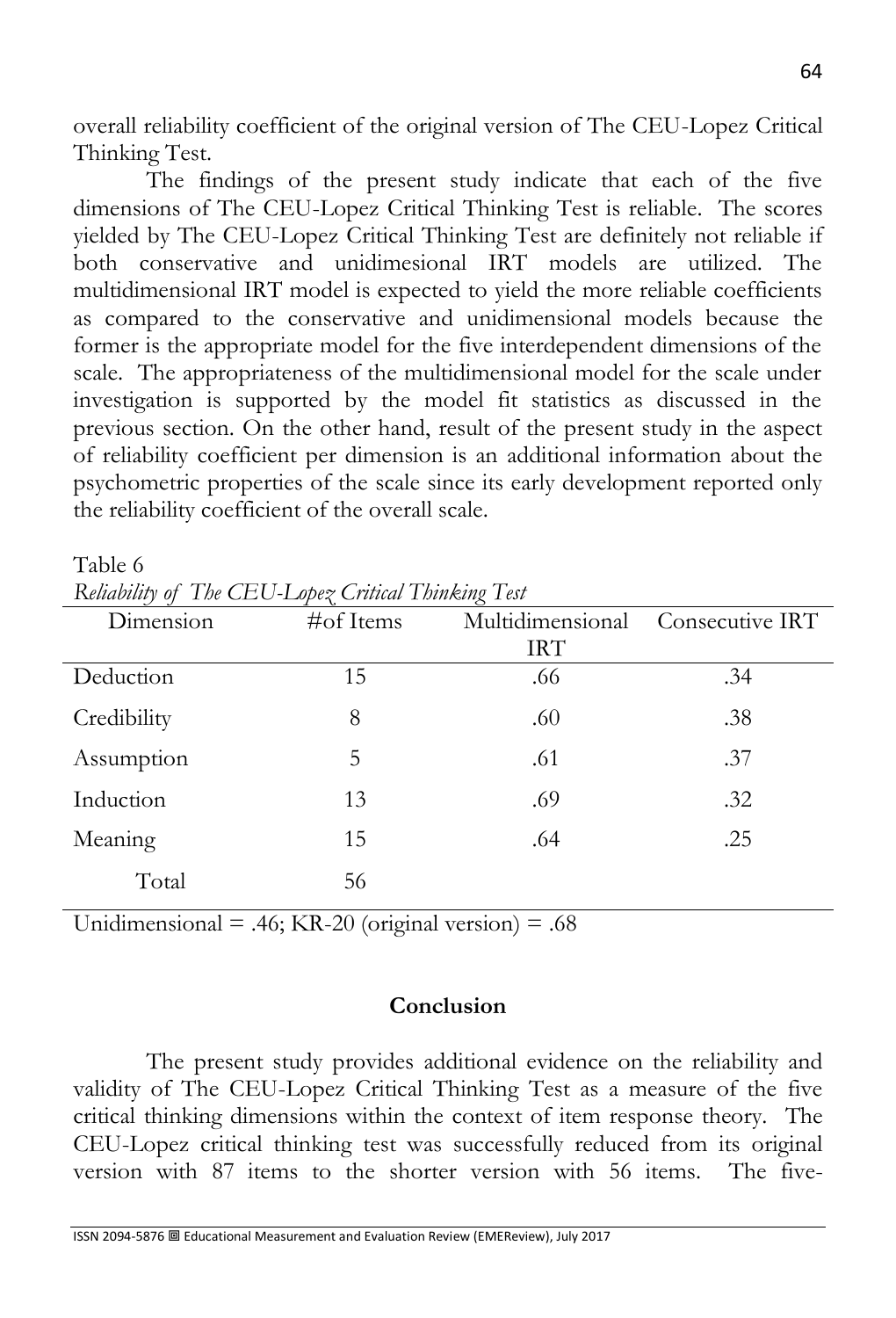overall reliability coefficient of the original version of The CEU-Lopez Critical Thinking Test.

The findings of the present study indicate that each of the five dimensions of The CEU-Lopez Critical Thinking Test is reliable. The scores yielded by The CEU-Lopez Critical Thinking Test are definitely not reliable if both conservative and unidimesional IRT models are utilized. The multidimensional IRT model is expected to yield the more reliable coefficients as compared to the conservative and unidimensional models because the former is the appropriate model for the five interdependent dimensions of the scale. The appropriateness of the multidimensional model for the scale under investigation is supported by the model fit statistics as discussed in the previous section. On the other hand, result of the present study in the aspect of reliability coefficient per dimension is an additional information about the psychometric properties of the scale since its early development reported only the reliability coefficient of the overall scale.

Table 6

*Reliability of The CEU-Lopez Critical Thinking Test*

| Dimension | #of Items | Multidimensional IRT | Consecutive IRT |
|---|---|---|---|
| Deduction | 15 | .66 | .34 |
| Credibility | 8 | .60 | .38 |
| Assumption | 5 | .61 | .37 |
| Induction | 13 | .69 | .32 |
| Meaning | 15 | .64 | .25 |
| Total | 56 | | |

Unidimensional = .46; KR-20 (original version) = .68

## Conclusion

The present study provides additional evidence on the reliability and validity of The CEU-Lopez Critical Thinking Test as a measure of the five critical thinking dimensions within the context of item response theory. The CEU-Lopez critical thinking test was successfully reduced from its original version with 87 items to the shorter version with 56 items. The five-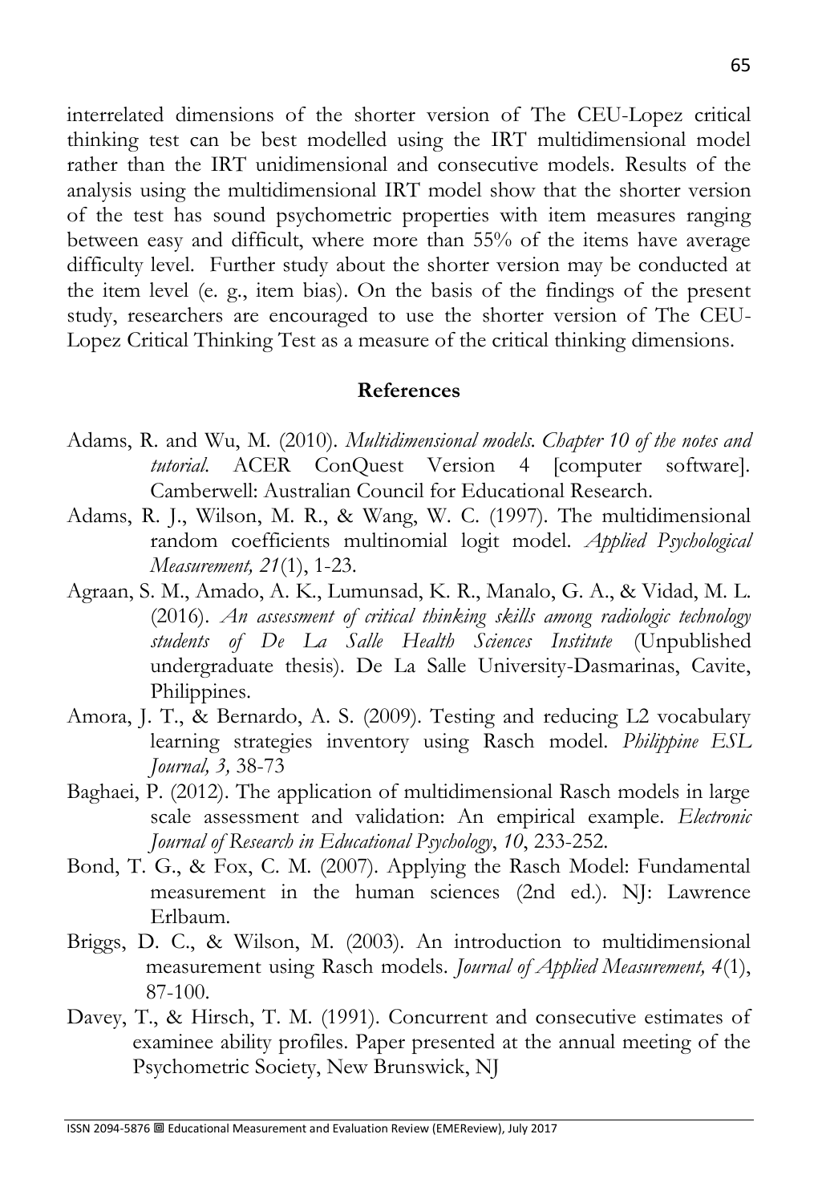interrelated dimensions of the shorter version of The CEU-Lopez critical thinking test can be best modelled using the IRT multidimensional model rather than the IRT unidimensional and consecutive models. Results of the analysis using the multidimensional IRT model show that the shorter version of the test has sound psychometric properties with item measures ranging between easy and difficult, where more than 55% of the items have average difficulty level. Further study about the shorter version may be conducted at the item level (e. g., item bias). On the basis of the findings of the present study, researchers are encouraged to use the shorter version of The CEU-Lopez Critical Thinking Test as a measure of the critical thinking dimensions.

## References

Adams, R. and Wu, M. (2010). *Multidimensional models. Chapter 10 of the notes and tutorial.* ACER ConQuest Version 4 [computer software]. Camberwell: Australian Council for Educational Research.

Adams, R. J., Wilson, M. R., & Wang, W. C. (1997). The multidimensional random coefficients multinomial logit model. *Applied Psychological Measurement, 21*(1), 1-23.

Agraan, S. M., Amado, A. K., Lumunsad, K. R., Manalo, G. A., & Vidad, M. L. (2016). *An assessment of critical thinking skills among radiologic technology students of De La Salle Health Sciences Institute* (Unpublished undergraduate thesis). De La Salle University-Dasmarinas, Cavite, Philippines.

Amora, J. T., & Bernardo, A. S. (2009). Testing and reducing L2 vocabulary learning strategies inventory using Rasch model. *Philippine ESL Journal, 3,* 38-73

Baghaei, P. (2012). The application of multidimensional Rasch models in large scale assessment and validation: An empirical example. *Electronic Journal of Research in Educational Psychology*, *10*, 233-252.

Bond, T. G., & Fox, C. M. (2007). Applying the Rasch Model: Fundamental measurement in the human sciences (2nd ed.). NJ: Lawrence Erlbaum.

Briggs, D. C., & Wilson, M. (2003). An introduction to multidimensional measurement using Rasch models. *Journal of Applied Measurement, 4*(1), 87-100.

Davey, T., & Hirsch, T. M. (1991). Concurrent and consecutive estimates of examinee ability profiles. Paper presented at the annual meeting of the Psychometric Society, New Brunswick, NJ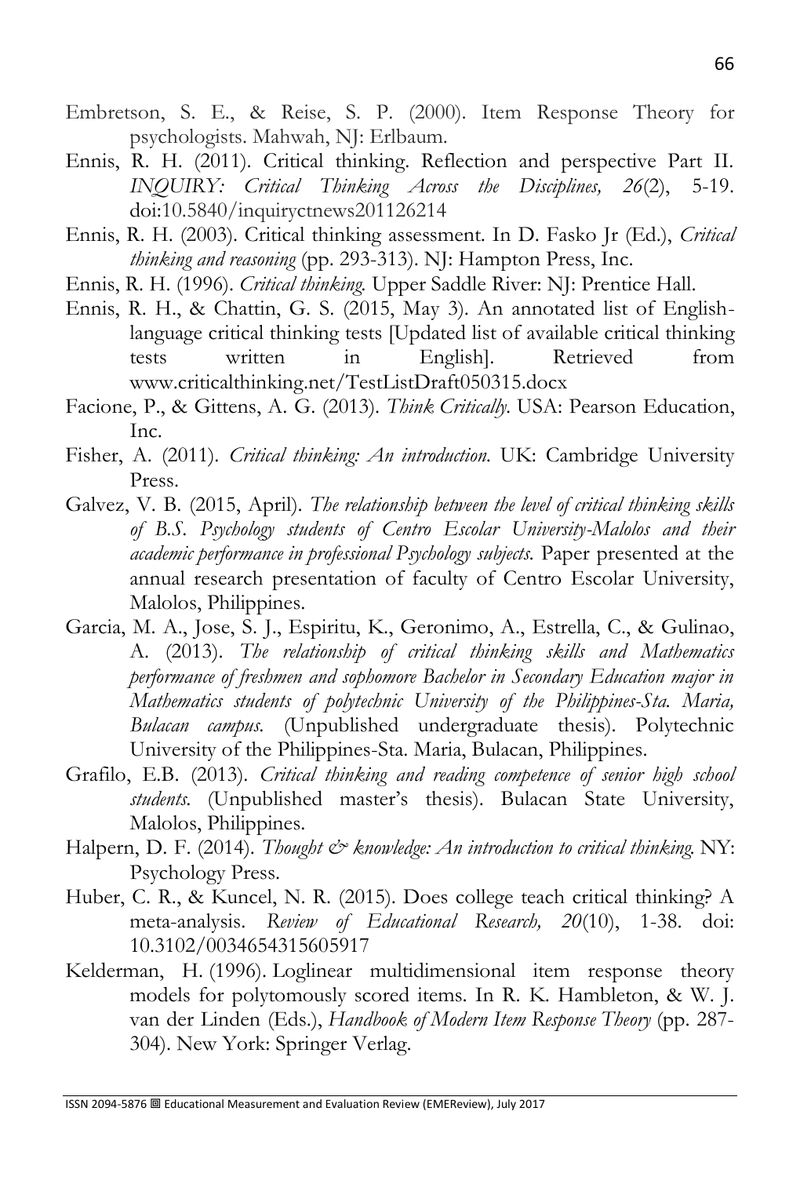Embretson, S. E., & Reise, S. P. (2000). Item Response Theory for psychologists. Mahwah, NJ: Erlbaum.

Ennis, R. H. (2011). Critical thinking. Reflection and perspective Part II. *INQUIRY: Critical Thinking Across the Disciplines, 26*(2), 5-19. doi:10.5840/inquiryctnews201126214

Ennis, R. H. (2003). Critical thinking assessment. In D. Fasko Jr (Ed.), *Critical thinking and reasoning* (pp. 293-313). NJ: Hampton Press, Inc.

Ennis, R. H. (1996). *Critical thinking.* Upper Saddle River: NJ: Prentice Hall.

Ennis, R. H., & Chattin, G. S. (2015, May 3). An annotated list of English-language critical thinking tests [Updated list of available critical thinking tests written in English]. Retrieved from www.criticalthinking.net/TestListDraft050315.docx

Facione, P., & Gittens, A. G. (2013). *Think Critically.* USA: Pearson Education, Inc.

Fisher, A. (2011). *Critical thinking: An introduction.* UK: Cambridge University Press.

Galvez, V. B. (2015, April). *The relationship between the level of critical thinking skills of B.S. Psychology students of Centro Escolar University-Malolos and their academic performance in professional Psychology subjects.* Paper presented at the annual research presentation of faculty of Centro Escolar University, Malolos, Philippines.

Garcia, M. A., Jose, S. J., Espiritu, K., Geronimo, A., Estrella, C., & Gulinao, A. (2013). *The relationship of critical thinking skills and Mathematics performance of freshmen and sophomore Bachelor in Secondary Education major in Mathematics students of polytechnic University of the Philippines-Sta. Maria, Bulacan campus.* (Unpublished undergraduate thesis). Polytechnic University of the Philippines-Sta. Maria, Bulacan, Philippines.

Grafilo, E.B. (2013). *Critical thinking and reading competence of senior high school students.* (Unpublished master's thesis). Bulacan State University, Malolos, Philippines.

Halpern, D. F. (2014). *Thought & knowledge: An introduction to critical thinking.* NY: Psychology Press.

Huber, C. R., & Kuncel, N. R. (2015). Does college teach critical thinking? A meta-analysis. *Review of Educational Research, 20*(10), 1-38. doi: 10.3102/0034654315605917

Kelderman, H. (1996). Loglinear multidimensional item response theory models for polytomously scored items. In R. K. Hambleton, & W. J. van der Linden (Eds.), *Handbook of Modern Item Response Theory* (pp. 287-304). New York: Springer Verlag.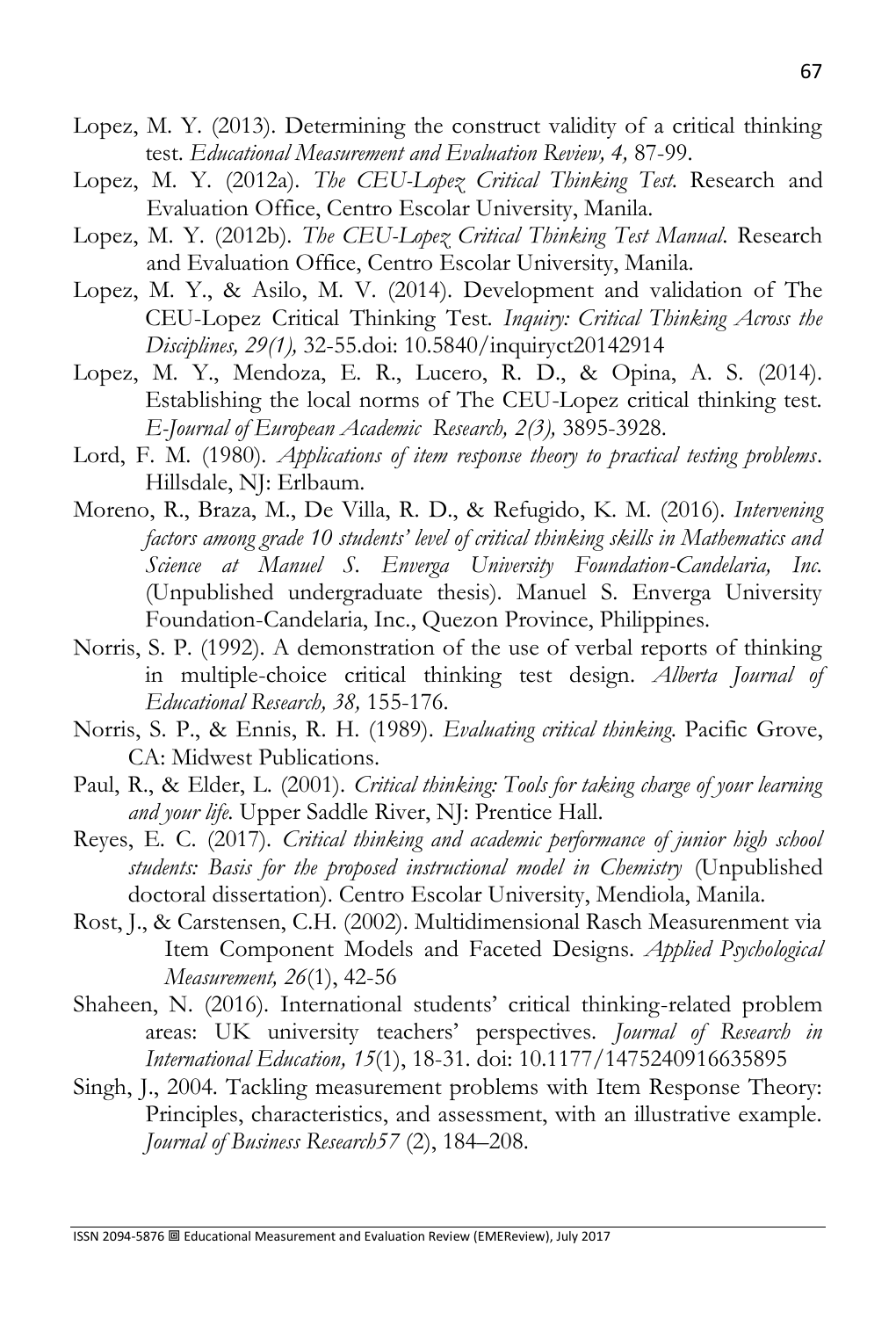Lopez, M. Y. (2013). Determining the construct validity of a critical thinking test. *Educational Measurement and Evaluation Review, 4,* 87-99.

Lopez, M. Y. (2012a). *The CEU-Lopez Critical Thinking Test.* Research and Evaluation Office, Centro Escolar University, Manila.

Lopez, M. Y. (2012b). *The CEU-Lopez Critical Thinking Test Manual.* Research and Evaluation Office, Centro Escolar University, Manila.

Lopez, M. Y., & Asilo, M. V. (2014). Development and validation of The CEU-Lopez Critical Thinking Test. *Inquiry: Critical Thinking Across the Disciplines, 29(1),* 32-55.doi: 10.5840/inquiryct20142914

Lopez, M. Y., Mendoza, E. R., Lucero, R. D., & Opina, A. S. (2014). Establishing the local norms of The CEU-Lopez critical thinking test. *E-Journal of European Academic Research, 2(3),* 3895-3928.

Lord, F. M. (1980). *Applications of item response theory to practical testing problems*. Hillsdale, NJ: Erlbaum.

Moreno, R., Braza, M., De Villa, R. D., & Refugido, K. M. (2016). *Intervening factors among grade 10 students' level of critical thinking skills in Mathematics and Science at Manuel S. Enverga University Foundation-Candelaria, Inc.* (Unpublished undergraduate thesis). Manuel S. Enverga University Foundation-Candelaria, Inc., Quezon Province, Philippines.

Norris, S. P. (1992). A demonstration of the use of verbal reports of thinking in multiple-choice critical thinking test design. *Alberta Journal of Educational Research, 38,* 155-176.

Norris, S. P., & Ennis, R. H. (1989). *Evaluating critical thinking.* Pacific Grove, CA: Midwest Publications.

Paul, R., & Elder, L. (2001). *Critical thinking: Tools for taking charge of your learning and your life.* Upper Saddle River, NJ: Prentice Hall.

Reyes, E. C. (2017). *Critical thinking and academic performance of junior high school students: Basis for the proposed instructional model in Chemistry* (Unpublished doctoral dissertation). Centro Escolar University, Mendiola, Manila.

Rost, J., & Carstensen, C.H. (2002). Multidimensional Rasch Measurenment via Item Component Models and Faceted Designs. *Applied Psychological Measurement, 26*(1), 42-56

Shaheen, N. (2016). International students' critical thinking-related problem areas: UK university teachers' perspectives. *Journal of Research in International Education, 15*(1), 18-31. doi: 10.1177/1475240916635895

Singh, J., 2004. Tackling measurement problems with Item Response Theory: Principles, characteristics, and assessment, with an illustrative example. *Journal of Business Research57* (2), 184–208.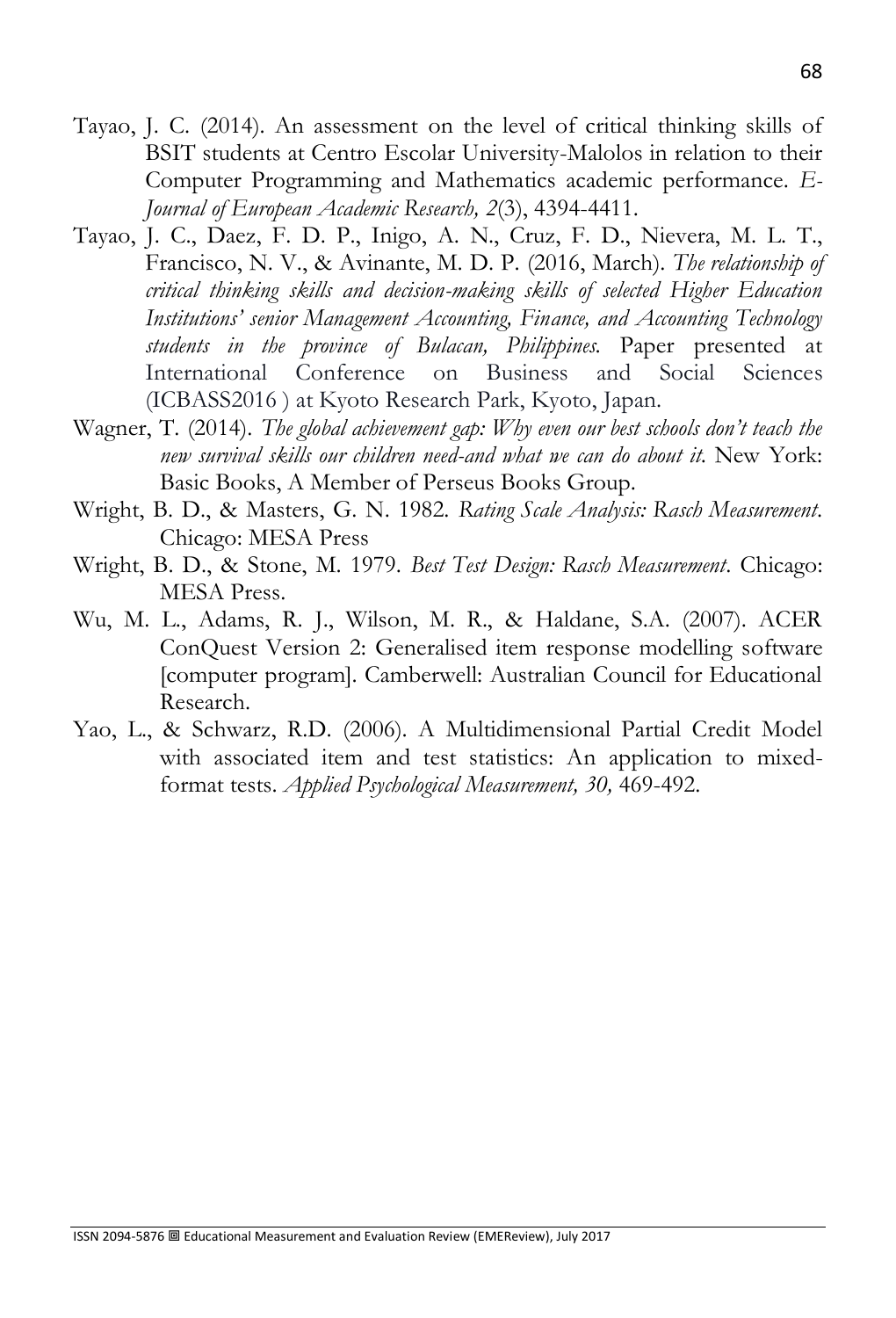Tayao, J. C. (2014). An assessment on the level of critical thinking skills of BSIT students at Centro Escolar University-Malolos in relation to their Computer Programming and Mathematics academic performance. *E-Journal of European Academic Research, 2*(3), 4394-4411.

Tayao, J. C., Daez, F. D. P., Inigo, A. N., Cruz, F. D., Nievera, M. L. T., Francisco, N. V., & Avinante, M. D. P. (2016, March). *The relationship of critical thinking skills and decision-making skills of selected Higher Education Institutions' senior Management Accounting, Finance, and Accounting Technology students in the province of Bulacan, Philippines.* Paper presented at International Conference on Business and Social Sciences (ICBASS2016 ) at Kyoto Research Park, Kyoto, Japan.

Wagner, T. (2014). *The global achievement gap: Why even our best schools don't teach the new survival skills our children need-and what we can do about it.* New York: Basic Books, A Member of Perseus Books Group.

Wright, B. D., & Masters, G. N. 1982. *Rating Scale Analysis: Rasch Measurement*. Chicago: MESA Press

Wright, B. D., & Stone, M. 1979. *Best Test Design: Rasch Measurement*. Chicago: MESA Press.

Wu, M. L., Adams, R. J., Wilson, M. R., & Haldane, S.A. (2007). ACER ConQuest Version 2: Generalised item response modelling software [computer program]. Camberwell: Australian Council for Educational Research.

Yao, L., & Schwarz, R.D. (2006). A Multidimensional Partial Credit Model with associated item and test statistics: An application to mixed-format tests. *Applied Psychological Measurement, 30,* 469-492.